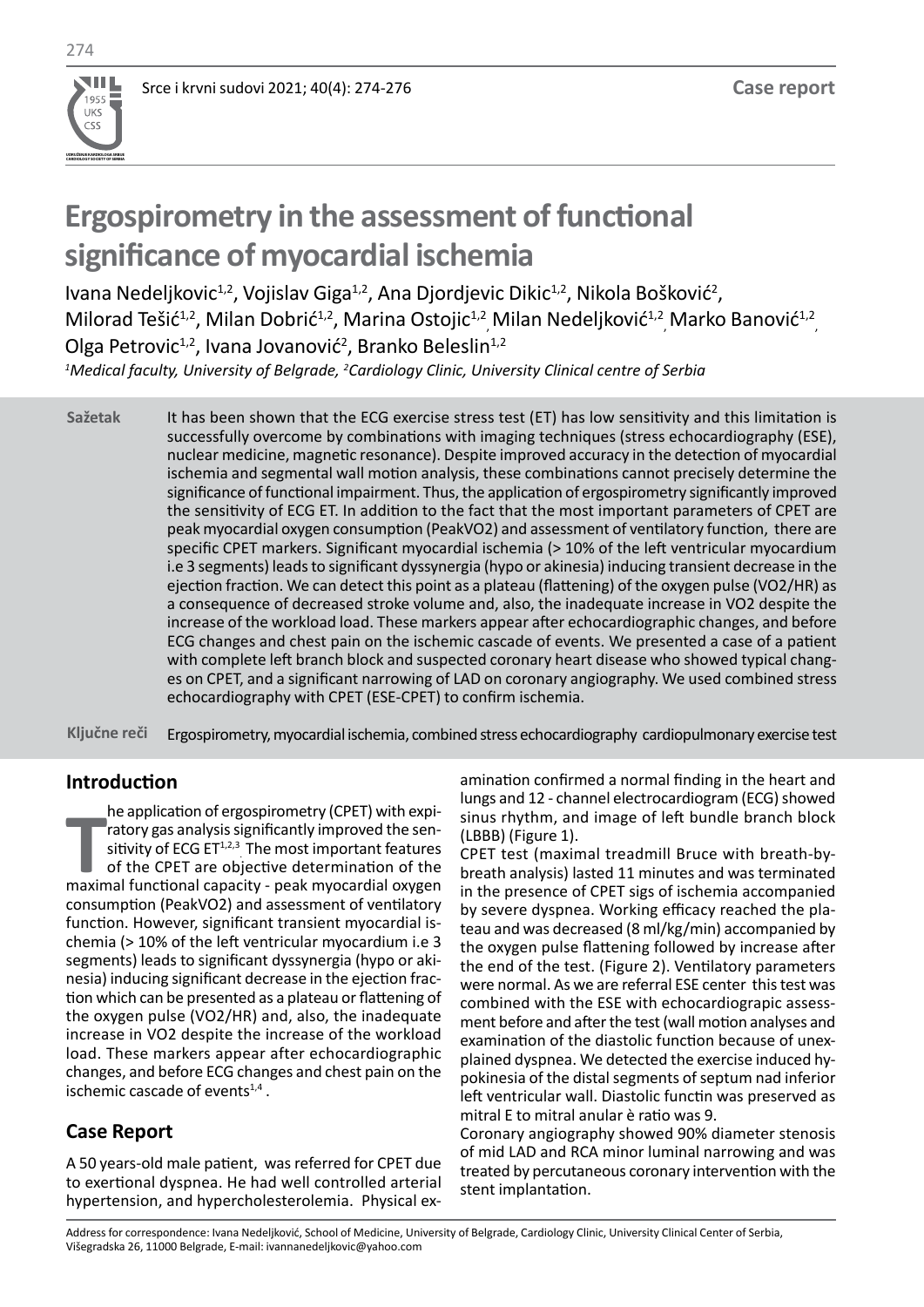# Ergospirometry in the assessment of functional significance of myocardial ischemia

Ivana Nedeljkovic[1,2], Vojislav Giga[1,2], Ana Djordjevic Dikic[1,2], Nikola Bošković[2], Milorad Tešić[1,2], Milan Dobrić[1,2], Marina Ostojic[1,2], Milan Nedeljković[1,2], Marko Banović[1,2], Olga Petrovic[1,2], Ivana Jovanović[2], Branko Beleslin[1,2]

*[1]Medical faculty, University of Belgrade, [2]Cardiology Clinic, University Clinical centre of Serbia*

**Sažetak** It has been shown that the ECG exercise stress test (ET) has low sensitivity and this limitation is successfully overcome by combinations with imaging techniques (stress echocardiography (ESE), nuclear medicine, magnetic resonance). Despite improved accuracy in the detection of myocardial ischemia and segmental wall motion analysis, these combinations cannot precisely determine the significance of functional impairment. Thus, the application of ergospirometry significantly improved the sensitivity of ECG ET. In addition to the fact that the most important parameters of CPET are peak myocardial oxygen consumption (PeakVO2) and assessment of ventilatory function, there are specific CPET markers. Significant myocardial ischemia (> 10% of the left ventricular myocardium i.e 3 segments) leads to significant dyssynergia (hypo or akinesia) inducing transient decrease in the ejection fraction. We can detect this point as a plateau (flattening) of the oxygen pulse (VO2/HR) as a consequence of decreased stroke volume and, also, the inadequate increase in VO2 despite the increase of the workload load. These markers appear after echocardiographic changes, and before ECG changes and chest pain on the ischemic cascade of events. We presented a case of a patient with complete left branch block and suspected coronary heart disease who showed typical changes on CPET, and a significant narrowing of LAD on coronary angiography. We used combined stress echocardiography with CPET (ESE-CPET) to confirm ischemia.

**Ključne reči** Ergospirometry, myocardial ischemia, combined stress echocardiography cardiopulmonary exercise test

## Introduction

The application of ergospirometry (CPET) with expiratory gas analysis significantly improved the sensitivity of ECG ET[1,2,3]. The most important features of the CPET are objective determination of the maximal functional capacity - peak myocardial oxygen consumption (PeakVO2) and assessment of ventilatory function. However, significant transient myocardial ischemia (> 10% of the left ventricular myocardium i.e 3 segments) leads to significant dyssynergia (hypo or akinesia) inducing significant decrease in the ejection fraction which can be presented as a plateau or flattening of the oxygen pulse (VO2/HR) and, also, the inadequate increase in VO2 despite the increase of the workload load. These markers appear after echocardiographic changes, and before ECG changes and chest pain on the ischemic cascade of events[1,4].

## Case Report

A 50 years-old male patient, was referred for CPET due to exertional dyspnea. He had well controlled arterial hypertension, and hypercholesterolemia. Physical examination confirmed a normal finding in the heart and lungs and 12 - channel electrocardiogram (ECG) showed sinus rhythm, and image of left bundle branch block (LBBB) (Figure 1).

CPET test (maximal treadmill Bruce with breath-by-breath analysis) lasted 11 minutes and was terminated in the presence of CPET sigs of ischemia accompanied by severe dyspnea. Working efficacy reached the plateau and was decreased (8 ml/kg/min) accompanied by the oxygen pulse flattening followed by increase after the end of the test. (Figure 2). Ventilatory parameters were normal. As we are referral ESE center this test was combined with the ESE with echocardiograpic assessment before and after the test (wall motion analyses and examination of the diastolic function because of unexplained dyspnea. We detected the exercise induced hypokinesia of the distal segments of septum nad inferior left ventricular wall. Diastolic functin was preserved as mitral E to mitral anular è ratio was 9.

Coronary angiography showed 90% diameter stenosis of mid LAD and RCA minor luminal narrowing and was treated by percutaneous coronary intervention with the stent implantation.

Address for correspondence: Ivana Nedeljković, School of Medicine, University of Belgrade, Cardiology Clinic, University Clinical Center of Serbia, Višegradska 26, 11000 Belgrade, E-mail: ivannanedeljkovic@yahoo.com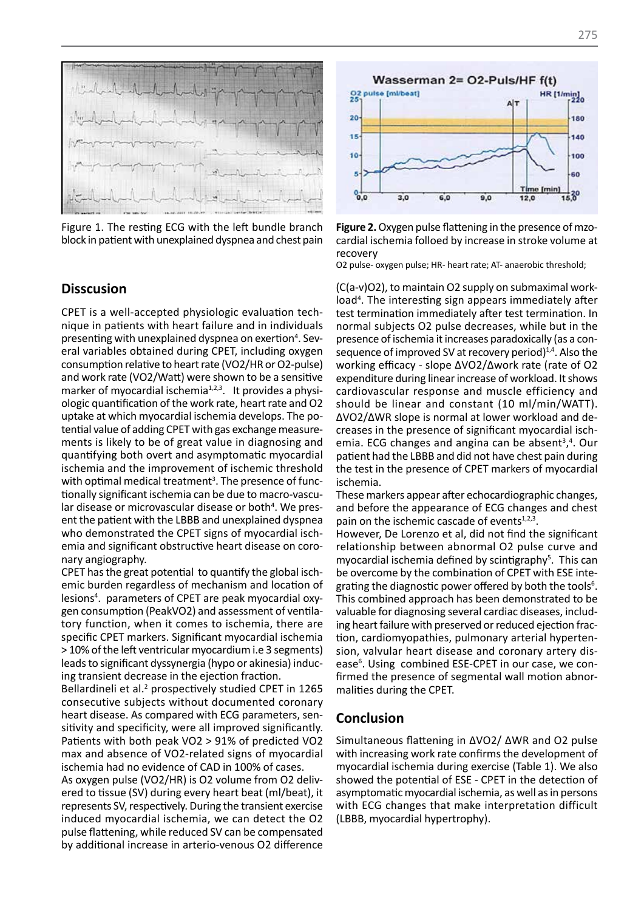Figure 1. The resting ECG with the left bundle branch block in patient with unexplained dyspnea and chest pain

**Figure 2.** Oxygen pulse flattening in the presence of mzocardial ischemia folloed by increase in stroke volume at recovery

O2 pulse- oxygen pulse; HR- heart rate; AT- anaerobic threshold;

## Disscusion

CPET is a well-accepted physiologic evaluation technique in patients with heart failure and in individuals presenting with unexplained dyspnea on exertion[4]. Several variables obtained during CPET, including oxygen consumption relative to heart rate (VO2/HR or O2-pulse) and work rate (VO2/Watt) were shown to be a sensitive marker of myocardial ischemia[1,2,3]. It provides a physiologic quantification of the work rate, heart rate and O2 uptake at which myocardial ischemia develops. The potential value of adding CPET with gas exchange measurements is likely to be of great value in diagnosing and quantifying both overt and asymptomatic myocardial ischemia and the improvement of ischemic threshold with optimal medical treatment[3]. The presence of functionally significant ischemia can be due to macro-vascular disease or microvascular disease or both[4]. We present the patient with the LBBB and unexplained dyspnea who demonstrated the CPET signs of myocardial ischemia and significant obstructive heart disease on coronary angiography.

CPET has the great potential to quantify the global ischemic burden regardless of mechanism and location of lesions[4]. parameters of CPET are peak myocardial oxygen consumption (PeakVO2) and assessment of ventilatory function, when it comes to ischemia, there are specific CPET markers. Significant myocardial ischemia > 10% of the left ventricular myocardium i.e 3 segments) leads to significant dyssynergia (hypo or akinesia) inducing transient decrease in the ejection fraction.

Bellardineli et al.[2] prospectively studied CPET in 1265 consecutive subjects without documented coronary heart disease. As compared with ECG parameters, sensitivity and specificity, were all improved significantly. Patients with both peak VO2 > 91% of predicted VO2 max and absence of VO2-related signs of myocardial ischemia had no evidence of CAD in 100% of cases.

As oxygen pulse (VO2/HR) is O2 volume from O2 delivered to tissue (SV) during every heart beat (ml/beat), it represents SV, respectively. During the transient exercise induced myocardial ischemia, we can detect the O2 pulse flattening, while reduced SV can be compensated by additional increase in arterio-venous O2 difference (C(a-v)O2), to maintain O2 supply on submaximal workload[4]. The interesting sign appears immediately after test termination immediately after test termination. In normal subjects O2 pulse decreases, while but in the presence of ischemia it increases paradoxically (as a consequence of improved SV at recovery period)[1,4]. Also the working efficacy - slope ΔVO2/Δwork rate (rate of O2 expenditure during linear increase of workload. It shows cardiovascular response and muscle efficiency and should be linear and constant (10 ml/min/WATT). ΔVO2/ΔWR slope is normal at lower workload and decreases in the presence of significant myocardial ischemia. ECG changes and angina can be absent[3],[4]. Our patient had the LBBB and did not have chest pain during the test in the presence of CPET markers of myocardial ischemia.

These markers appear after echocardiographic changes, and before the appearance of ECG changes and chest pain on the ischemic cascade of events[1,2,3].

However, De Lorenzo et al, did not find the significant relationship between abnormal O2 pulse curve and myocardial ischemia defined by scintigraphy[5]. This can be overcome by the combination of CPET with ESE integrating the diagnostic power offered by both the tools[6]. This combined approach has been demonstrated to be valuable for diagnosing several cardiac diseases, including heart failure with preserved or reduced ejection fraction, cardiomyopathies, pulmonary arterial hypertension, valvular heart disease and coronary artery disease[6]. Using combined ESE-CPET in our case, we confirmed the presence of segmental wall motion abnormalities during the CPET.

## Conclusion

Simultaneous flattening in ΔVO2/ ΔWR and O2 pulse with increasing work rate confirms the development of myocardial ischemia during exercise (Table 1). We also showed the potential of ESE - CPET in the detection of asymptomatic myocardial ischemia, as well as in persons with ECG changes that make interpretation difficult (LBBB, myocardial hypertrophy).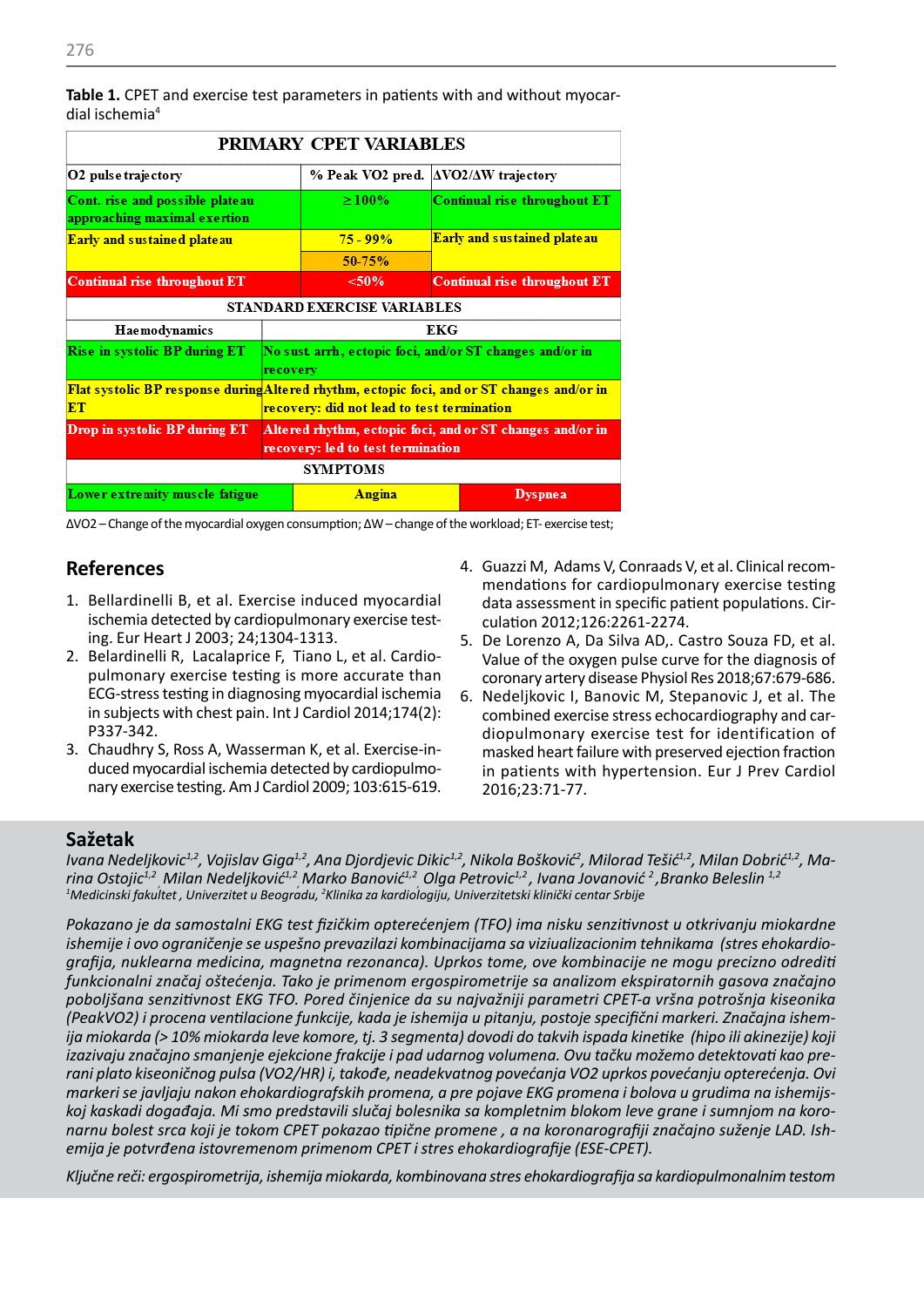**Table 1.** CPET and exercise test parameters in patients with and without myocardial ischemia[4]

| PRIMARY CPET VARIABLES | | |
|---|---|---|
| O2 pulse trajectory | % Peak VO2 pred. | ΔVO2/ΔW trajectory |
| Cont. rise and possible plateau approaching maximal exertion | ≥ 100% | Continual rise throughout ET |
| Early and sustained plateau | 75 - 99% | Early and sustained plateau |
| | 50-75% | |
| Continual rise throughout ET | <50% | Continual rise throughout ET |
| **STANDARD EXERCISE VARIABLES** | | |
| Haemodynamics | EKG | |
| Rise in systolic BP during ET | No sust. arrh, ectopic foci, and/or ST changes and/or in recovery | |
| Flat systolic BP response during ET | Altered rhythm, ectopic foci, and or ST changes and/or in recovery: did not lead to test termination | |
| Drop in systolic BP during ET | Altered rhythm, ectopic foci, and or ST changes and/or in recovery: led to test termination | |
| **SYMPTOMS** | | |
| Lower extremity muscle fatigue | Angina | Dyspnea |

ΔVO2 – Change of the myocardial oxygen consumption; ΔW – change of the workload; ET- exercise test;

## References

1. Bellardinelli B, et al. Exercise induced myocardial ischemia detected by cardiopulmonary exercise testing. Eur Heart J 2003; 24;1304-1313.
2. Belardinelli R, Lacalaprice F, Tiano L, et al. Cardiopulmonary exercise testing is more accurate than ECG-stress testing in diagnosing myocardial ischemia in subjects with chest pain. Int J Cardiol 2014;174(2): P337-342.
3. Chaudhry S, Ross A, Wasserman K, et al. Exercise-induced myocardial ischemia detected by cardiopulmonary exercise testing. Am J Cardiol 2009; 103:615-619.
4. Guazzi M, Adams V, Conraads V, et al. Clinical recommendations for cardiopulmonary exercise testing data assessment in specific patient populations. Circulation 2012;126:2261-2274.
5. De Lorenzo A, Da Silva AD,. Castro Souza FD, et al. Value of the oxygen pulse curve for the diagnosis of coronary artery disease Physiol Res 2018;67:679-686.
6. Nedeljkovic I, Banovic M, Stepanovic J, et al. The combined exercise stress echocardiography and cardiopulmonary exercise test for identification of masked heart failure with preserved ejection fraction in patients with hypertension. Eur J Prev Cardiol 2016;23:71-77.

## Sažetak

*Ivana Nedeljkovic[1,2], Vojislav Giga[1,2], Ana Djordjevic Dikic[1,2], Nikola Bošković[2], Milorad Tešić[1,2], Milan Dobrić[1,2], Marina Ostojic[1,2] Milan Nedeljković[1,2] Marko Banović[1,2] Olga Petrović[1,2], Ivana Jovanović [2], Branko Beleslin [1,2]*
*[1]Medicinski fakultet , Univerzitet u Beogradu, [2]Klinika za kardiologiju, Univerzitetski klinički centar Srbije*

*Pokazano je da samostalni EKG test fizičkim opterećenjem (TFO) ima nisku senzitivnost u otkrivanju miokardne ishemije i ovo ograničenje se uspešno prevazilazi kombinacijama sa viziualizacionim tehnikama (stres ehokardiografija, nuklearna medicina, magnetna rezonanca). Uprkos tome, ove kombinacije ne mogu precizno odrediti funkcionalni značaj oštećenja. Tako je primenom ergospirometrije sa analizom ekspiratornih gasova značajno poboljšana senzitivnost EKG TFO. Pored činjenice da su najvažniji parametri CPET-a vršna potrošnja kiseonika (PeakVO2) i procena ventilacione funkcije, kada je ishemija u pitanju, postoje specifični markeri. Značajna ishemija miokarda (> 10% miokarda leve komore, tj. 3 segmenta) dovodi do takvih ispada kinetike (hipo ili akinezije) koji izazivaju značajno smanjenje ejekcione frakcije i pad udarnog volumena. Ovu tačku možemo detektovati kao prerani plato kiseoničnog pulsa (VO2/HR) i, takođe, neadekvatnog povećanja VO2 uprkos povećanju opterećenja. Ovi markeri se javljaju nakon ehokardiografskih promena, a pre pojave EKG promena i bolova u grudima na ishemijskoj kaskadi događaja. Mi smo predstavili slučaj bolesnika sa kompletnim blokom leve grane i sumnjom na koronarnu bolest srca koji je tokom CPET pokazao tipične promene , a na koronarografiji značajno suženje LAD. Ishemija je potvrđena istovremenom primenom CPET i stres ehokardiografije (ESE-CPET).*

*Ključne reči: ergospirometrija, ishemija miokarda, kombinovana stres ehokardiografija sa kardiopulmonalnim testom*